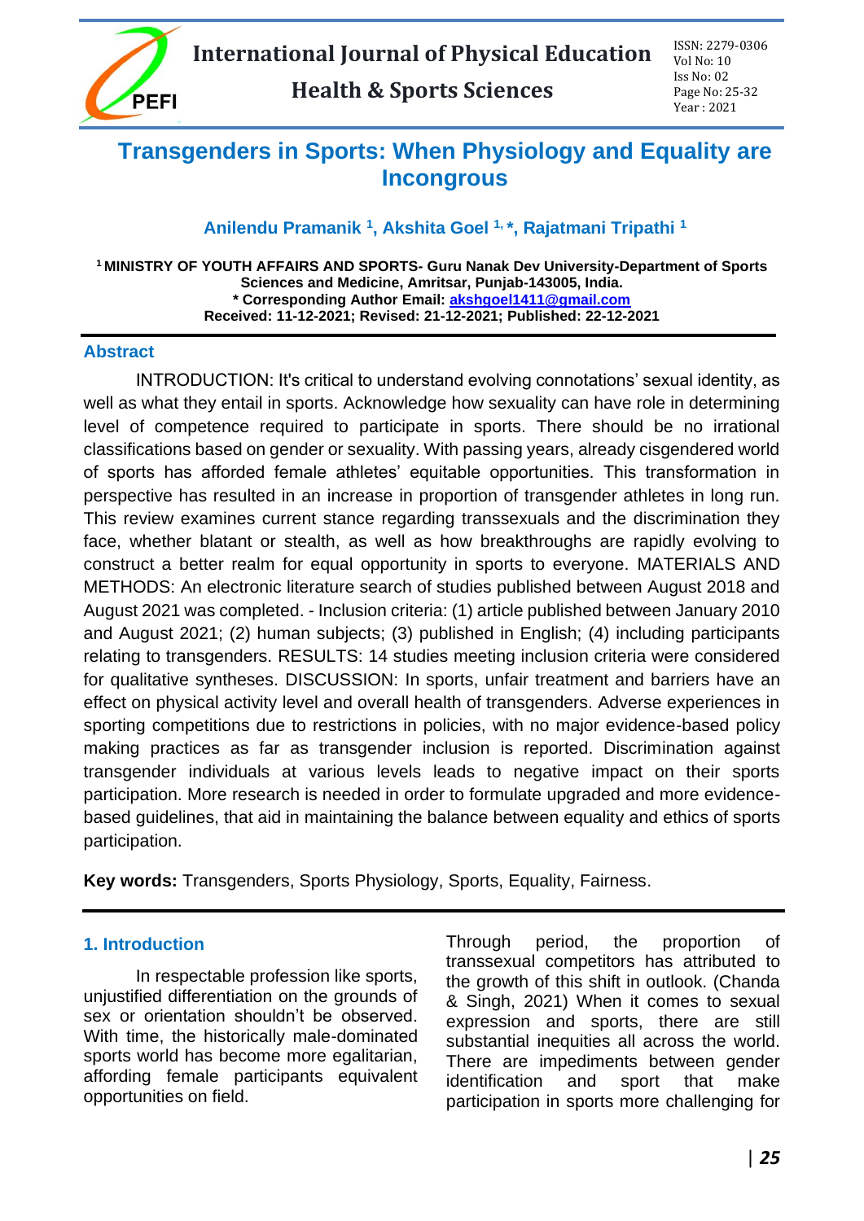# Transgenders in Sports: When Physiology and Equality are Incongrous

**Anilendu Pramanik [1], Akshita Goel [1,*], Rajatmani Tripathi [1]**

[1] MINISTRY OF YOUTH AFFAIRS AND SPORTS- Guru Nanak Dev University-Department of Sports Sciences and Medicine, Amritsar, Punjab-143005, India.
* Corresponding Author Email: akshgoel1411@gmail.com
Received: 11-12-2021; Revised: 21-12-2021; Published: 22-12-2021

## Abstract

INTRODUCTION: It's critical to understand evolving connotations' sexual identity, as well as what they entail in sports. Acknowledge how sexuality can have role in determining level of competence required to participate in sports. There should be no irrational classifications based on gender or sexuality. With passing years, already cisgendered world of sports has afforded female athletes' equitable opportunities. This transformation in perspective has resulted in an increase in proportion of transgender athletes in long run. This review examines current stance regarding transsexuals and the discrimination they face, whether blatant or stealth, as well as how breakthroughs are rapidly evolving to construct a better realm for equal opportunity in sports to everyone. MATERIALS AND METHODS: An electronic literature search of studies published between August 2018 and August 2021 was completed. - Inclusion criteria: (1) article published between January 2010 and August 2021; (2) human subjects; (3) published in English; (4) including participants relating to transgenders. RESULTS: 14 studies meeting inclusion criteria were considered for qualitative syntheses. DISCUSSION: In sports, unfair treatment and barriers have an effect on physical activity level and overall health of transgenders. Adverse experiences in sporting competitions due to restrictions in policies, with no major evidence-based policy making practices as far as transgender inclusion is reported. Discrimination against transgender individuals at various levels leads to negative impact on their sports participation. More research is needed in order to formulate upgraded and more evidence-based guidelines, that aid in maintaining the balance between equality and ethics of sports participation.

**Key words:** Transgenders, Sports Physiology, Sports, Equality, Fairness.

## 1. Introduction

In respectable profession like sports, unjustified differentiation on the grounds of sex or orientation shouldn't be observed. With time, the historically male-dominated sports world has become more egalitarian, affording female participants equivalent opportunities on field. Through period, the proportion of transsexual competitors has attributed to the growth of this shift in outlook. (Chanda & Singh, 2021) When it comes to sexual expression and sports, there are still substantial inequities all across the world. There are impediments between gender identification and sport that make participation in sports more challenging for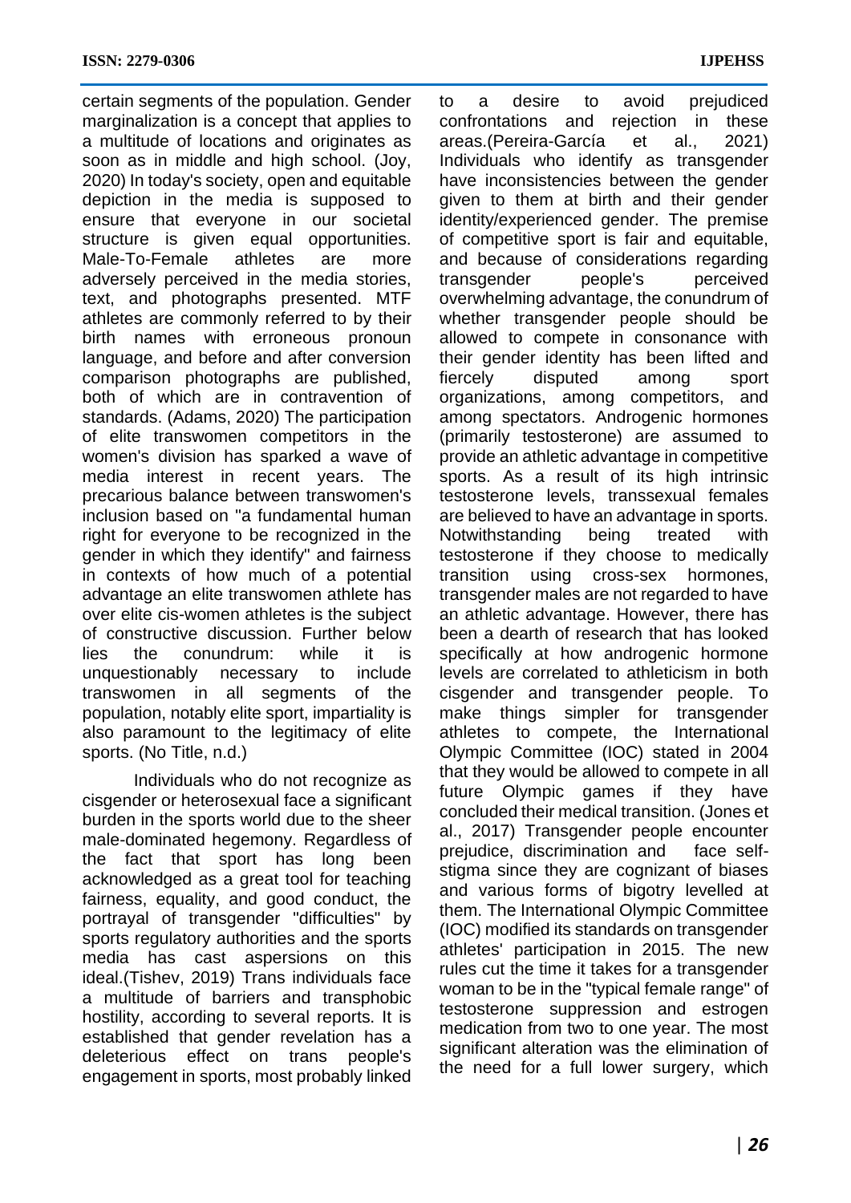certain segments of the population. Gender marginalization is a concept that applies to a multitude of locations and originates as soon as in middle and high school. (Joy, 2020) In today's society, open and equitable depiction in the media is supposed to ensure that everyone in our societal structure is given equal opportunities. Male-To-Female athletes are more adversely perceived in the media stories, text, and photographs presented. MTF athletes are commonly referred to by their birth names with erroneous pronoun language, and before and after conversion comparison photographs are published, both of which are in contravention of standards. (Adams, 2020) The participation of elite transwomen competitors in the women's division has sparked a wave of media interest in recent years. The precarious balance between transwomen's inclusion based on "a fundamental human right for everyone to be recognized in the gender in which they identify" and fairness in contexts of how much of a potential advantage an elite transwomen athlete has over elite cis-women athletes is the subject of constructive discussion. Further below lies the conundrum: while it is unquestionably necessary to include transwomen in all segments of the population, notably elite sport, impartiality is also paramount to the legitimacy of elite sports. (No Title, n.d.)

Individuals who do not recognize as cisgender or heterosexual face a significant burden in the sports world due to the sheer male-dominated hegemony. Regardless of the fact that sport has long been acknowledged as a great tool for teaching fairness, equality, and good conduct, the portrayal of transgender "difficulties" by sports regulatory authorities and the sports media has cast aspersions on this ideal.(Tishev, 2019) Trans individuals face a multitude of barriers and transphobic hostility, according to several reports. It is established that gender revelation has a deleterious effect on trans people's engagement in sports, most probably linked to a desire to avoid prejudiced confrontations and rejection in these areas.(Pereira-García et al., 2021) Individuals who identify as transgender have inconsistencies between the gender given to them at birth and their gender identity/experienced gender. The premise of competitive sport is fair and equitable, and because of considerations regarding transgender people's perceived overwhelming advantage, the conundrum of whether transgender people should be allowed to compete in consonance with their gender identity has been lifted and fiercely disputed among sport organizations, among competitors, and among spectators. Androgenic hormones (primarily testosterone) are assumed to provide an athletic advantage in competitive sports. As a result of its high intrinsic testosterone levels, transsexual females are believed to have an advantage in sports. Notwithstanding being treated with testosterone if they choose to medically transition using cross-sex hormones, transgender males are not regarded to have an athletic advantage. However, there has been a dearth of research that has looked specifically at how androgenic hormone levels are correlated to athleticism in both cisgender and transgender people. To make things simpler for transgender athletes to compete, the International Olympic Committee (IOC) stated in 2004 that they would be allowed to compete in all future Olympic games if they have concluded their medical transition. (Jones et al., 2017) Transgender people encounter prejudice, discrimination and face self-stigma since they are cognizant of biases and various forms of bigotry levelled at them. The International Olympic Committee (IOC) modified its standards on transgender athletes' participation in 2015. The new rules cut the time it takes for a transgender woman to be in the "typical female range" of testosterone suppression and estrogen medication from two to one year. The most significant alteration was the elimination of the need for a full lower surgery, which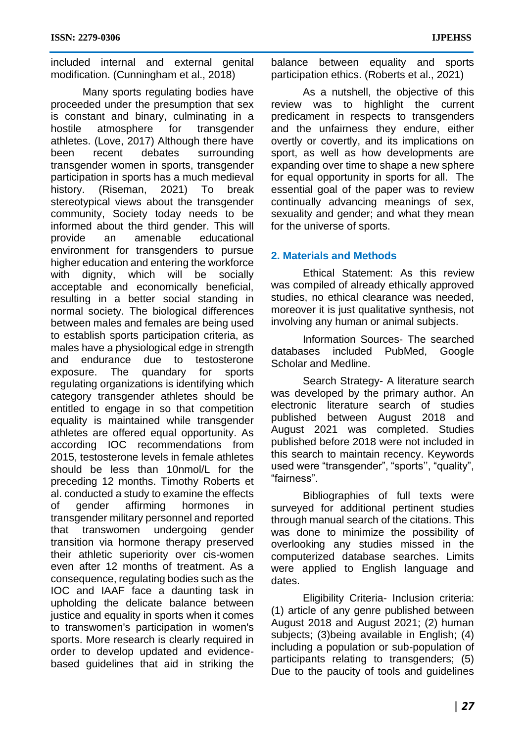included internal and external genital modification. (Cunningham et al., 2018)

Many sports regulating bodies have proceeded under the presumption that sex is constant and binary, culminating in a hostile atmosphere for transgender athletes. (Love, 2017) Although there have been recent debates surrounding transgender women in sports, transgender participation in sports has a much medieval history. (Riseman, 2021) To break stereotypical views about the transgender community, Society today needs to be informed about the third gender. This will provide an amenable educational environment for transgenders to pursue higher education and entering the workforce with dignity, which will be socially acceptable and economically beneficial, resulting in a better social standing in normal society. The biological differences between males and females are being used to establish sports participation criteria, as males have a physiological edge in strength and endurance due to testosterone exposure. The quandary for sports regulating organizations is identifying which category transgender athletes should be entitled to engage in so that competition equality is maintained while transgender athletes are offered equal opportunity. As according IOC recommendations from 2015, testosterone levels in female athletes should be less than 10nmol/L for the preceding 12 months. Timothy Roberts et al. conducted a study to examine the effects of gender affirming hormones in transgender military personnel and reported that transwomen undergoing gender transition via hormone therapy preserved their athletic superiority over cis-women even after 12 months of treatment. As a consequence, regulating bodies such as the IOC and IAAF face a daunting task in upholding the delicate balance between justice and equality in sports when it comes to transwomen's participation in women's sports. More research is clearly required in order to develop updated and evidence-based guidelines that aid in striking the balance between equality and sports participation ethics. (Roberts et al., 2021)

As a nutshell, the objective of this review was to highlight the current predicament in respects to transgenders and the unfairness they endure, either overtly or covertly, and its implications on sport, as well as how developments are expanding over time to shape a new sphere for equal opportunity in sports for all. The essential goal of the paper was to review continually advancing meanings of sex, sexuality and gender; and what they mean for the universe of sports.

## 2. Materials and Methods

Ethical Statement: As this review was compiled of already ethically approved studies, no ethical clearance was needed, moreover it is just qualitative synthesis, not involving any human or animal subjects.

Information Sources- The searched databases included PubMed, Google Scholar and Medline.

Search Strategy- A literature search was developed by the primary author. An electronic literature search of studies published between August 2018 and August 2021 was completed. Studies published before 2018 were not included in this search to maintain recency. Keywords used were "transgender", "sports'', "quality", "fairness".

Bibliographies of full texts were surveyed for additional pertinent studies through manual search of the citations. This was done to minimize the possibility of overlooking any studies missed in the computerized database searches. Limits were applied to English language and dates.

Eligibility Criteria- Inclusion criteria: (1) article of any genre published between August 2018 and August 2021; (2) human subjects; (3)being available in English; (4) including a population or sub-population of participants relating to transgenders; (5) Due to the paucity of tools and guidelines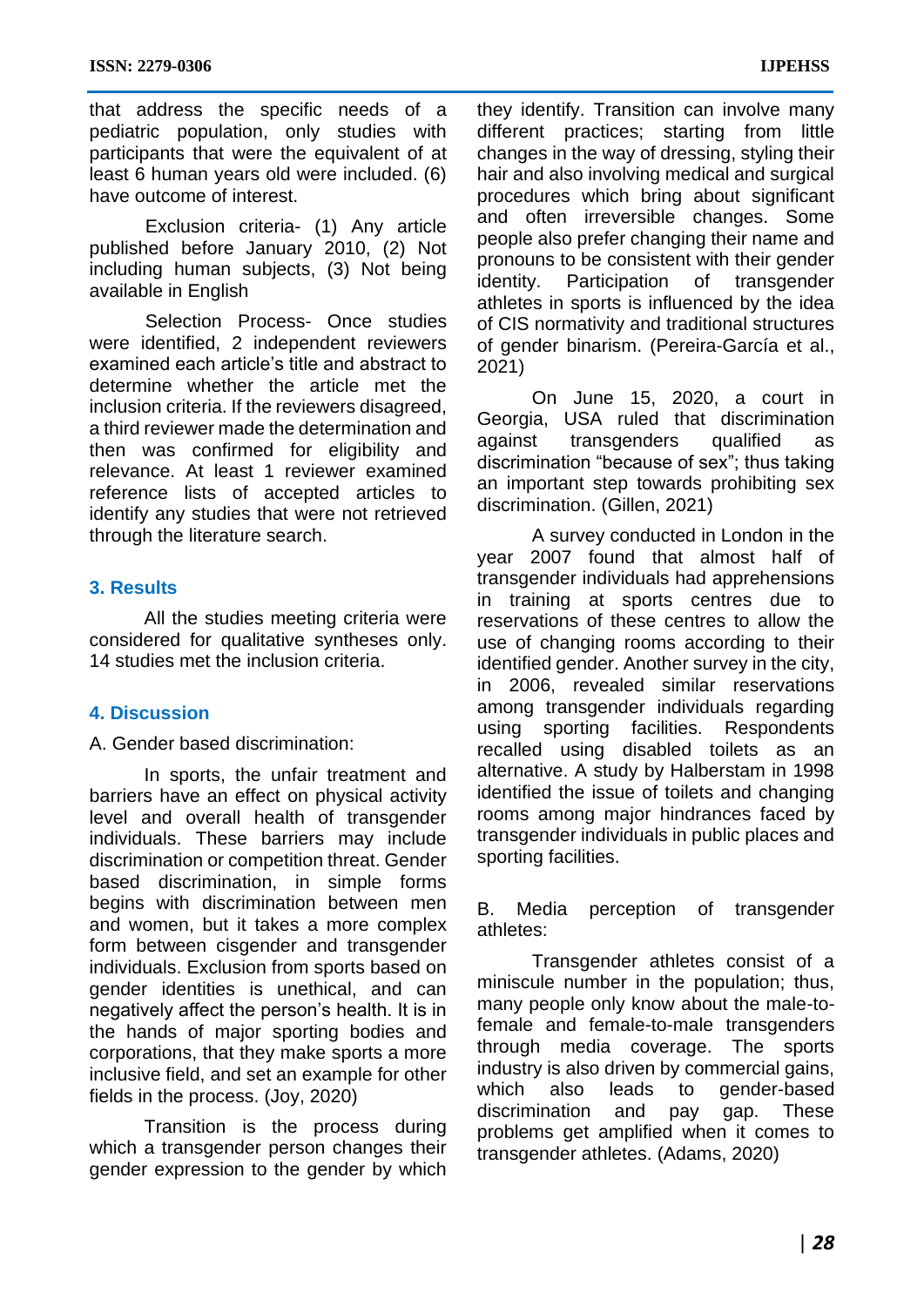that address the specific needs of a pediatric population, only studies with participants that were the equivalent of at least 6 human years old were included. (6) have outcome of interest.

Exclusion criteria- (1) Any article published before January 2010, (2) Not including human subjects, (3) Not being available in English

Selection Process- Once studies were identified, 2 independent reviewers examined each article's title and abstract to determine whether the article met the inclusion criteria. If the reviewers disagreed, a third reviewer made the determination and then was confirmed for eligibility and relevance. At least 1 reviewer examined reference lists of accepted articles to identify any studies that were not retrieved through the literature search.

## 3. Results

All the studies meeting criteria were considered for qualitative syntheses only. 14 studies met the inclusion criteria.

## 4. Discussion

A. Gender based discrimination:

In sports, the unfair treatment and barriers have an effect on physical activity level and overall health of transgender individuals. These barriers may include discrimination or competition threat. Gender based discrimination, in simple forms begins with discrimination between men and women, but it takes a more complex form between cisgender and transgender individuals. Exclusion from sports based on gender identities is unethical, and can negatively affect the person's health. It is in the hands of major sporting bodies and corporations, that they make sports a more inclusive field, and set an example for other fields in the process. (Joy, 2020)

Transition is the process during which a transgender person changes their gender expression to the gender by which they identify. Transition can involve many different practices; starting from little changes in the way of dressing, styling their hair and also involving medical and surgical procedures which bring about significant and often irreversible changes. Some people also prefer changing their name and pronouns to be consistent with their gender identity. Participation of transgender athletes in sports is influenced by the idea of CIS normativity and traditional structures of gender binarism. (Pereira-García et al., 2021)

On June 15, 2020, a court in Georgia, USA ruled that discrimination against transgenders qualified as discrimination "because of sex"; thus taking an important step towards prohibiting sex discrimination. (Gillen, 2021)

A survey conducted in London in the year 2007 found that almost half of transgender individuals had apprehensions in training at sports centres due to reservations of these centres to allow the use of changing rooms according to their identified gender. Another survey in the city, in 2006, revealed similar reservations among transgender individuals regarding using sporting facilities. Respondents recalled using disabled toilets as an alternative. A study by Halberstam in 1998 identified the issue of toilets and changing rooms among major hindrances faced by transgender individuals in public places and sporting facilities.

B. Media perception of transgender athletes:

Transgender athletes consist of a miniscule number in the population; thus, many people only know about the male-to-female and female-to-male transgenders through media coverage. The sports industry is also driven by commercial gains, which also leads to gender-based discrimination and pay gap. These problems get amplified when it comes to transgender athletes. (Adams, 2020)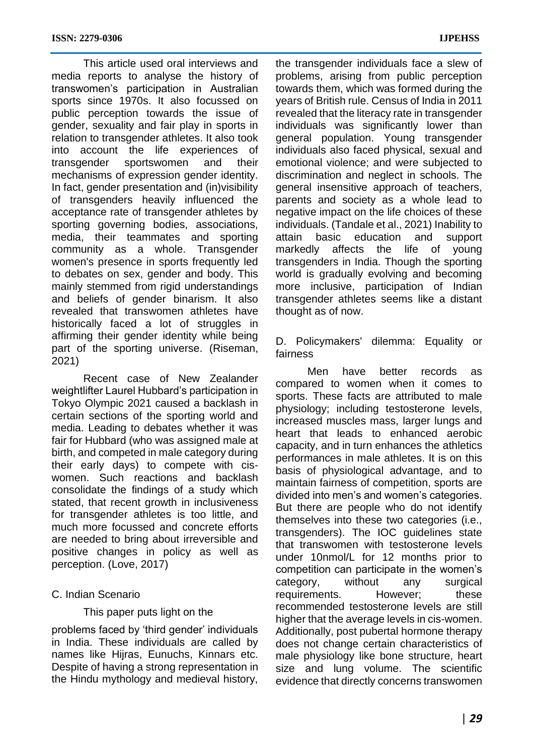This article used oral interviews and media reports to analyse the history of transwomen's participation in Australian sports since 1970s. It also focussed on public perception towards the issue of gender, sexuality and fair play in sports in relation to transgender athletes. It also took into account the life experiences of transgender sportswomen and their mechanisms of expression gender identity. In fact, gender presentation and (in)visibility of transgenders heavily influenced the acceptance rate of transgender athletes by sporting governing bodies, associations, media, their teammates and sporting community as a whole. Transgender women's presence in sports frequently led to debates on sex, gender and body. This mainly stemmed from rigid understandings and beliefs of gender binarism. It also revealed that transwomen athletes have historically faced a lot of struggles in affirming their gender identity while being part of the sporting universe. (Riseman, 2021)

Recent case of New Zealander weightlifter Laurel Hubbard's participation in Tokyo Olympic 2021 caused a backlash in certain sections of the sporting world and media. Leading to debates whether it was fair for Hubbard (who was assigned male at birth, and competed in male category during their early days) to compete with cis-women. Such reactions and backlash consolidate the findings of a study which stated, that recent growth in inclusiveness for transgender athletes is too little, and much more focussed and concrete efforts are needed to bring about irreversible and positive changes in policy as well as perception. (Love, 2017)

### C. Indian Scenario

This paper puts light on the problems faced by 'third gender' individuals in India. These individuals are called by names like Hijras, Eunuchs, Kinnars etc. Despite of having a strong representation in the Hindu mythology and medieval history, the transgender individuals face a slew of problems, arising from public perception towards them, which was formed during the years of British rule. Census of India in 2011 revealed that the literacy rate in transgender individuals was significantly lower than general population. Young transgender individuals also faced physical, sexual and emotional violence; and were subjected to discrimination and neglect in schools. The general insensitive approach of teachers, parents and society as a whole lead to negative impact on the life choices of these individuals. (Tandale et al., 2021) Inability to attain basic education and support markedly affects the life of young transgenders in India. Though the sporting world is gradually evolving and becoming more inclusive, participation of Indian transgender athletes seems like a distant thought as of now.

### D. Policymakers' dilemma: Equality or fairness

Men have better records as compared to women when it comes to sports. These facts are attributed to male physiology; including testosterone levels, increased muscles mass, larger lungs and heart that leads to enhanced aerobic capacity, and in turn enhances the athletics performances in male athletes. It is on this basis of physiological advantage, and to maintain fairness of competition, sports are divided into men's and women's categories. But there are people who do not identify themselves into these two categories (i.e., transgenders). The IOC guidelines state that transwomen with testosterone levels under 10nmol/L for 12 months prior to competition can participate in the women's category, without any surgical requirements. However; these recommended testosterone levels are still higher that the average levels in cis-women. Additionally, post pubertal hormone therapy does not change certain characteristics of male physiology like bone structure, heart size and lung volume. The scientific evidence that directly concerns transwomen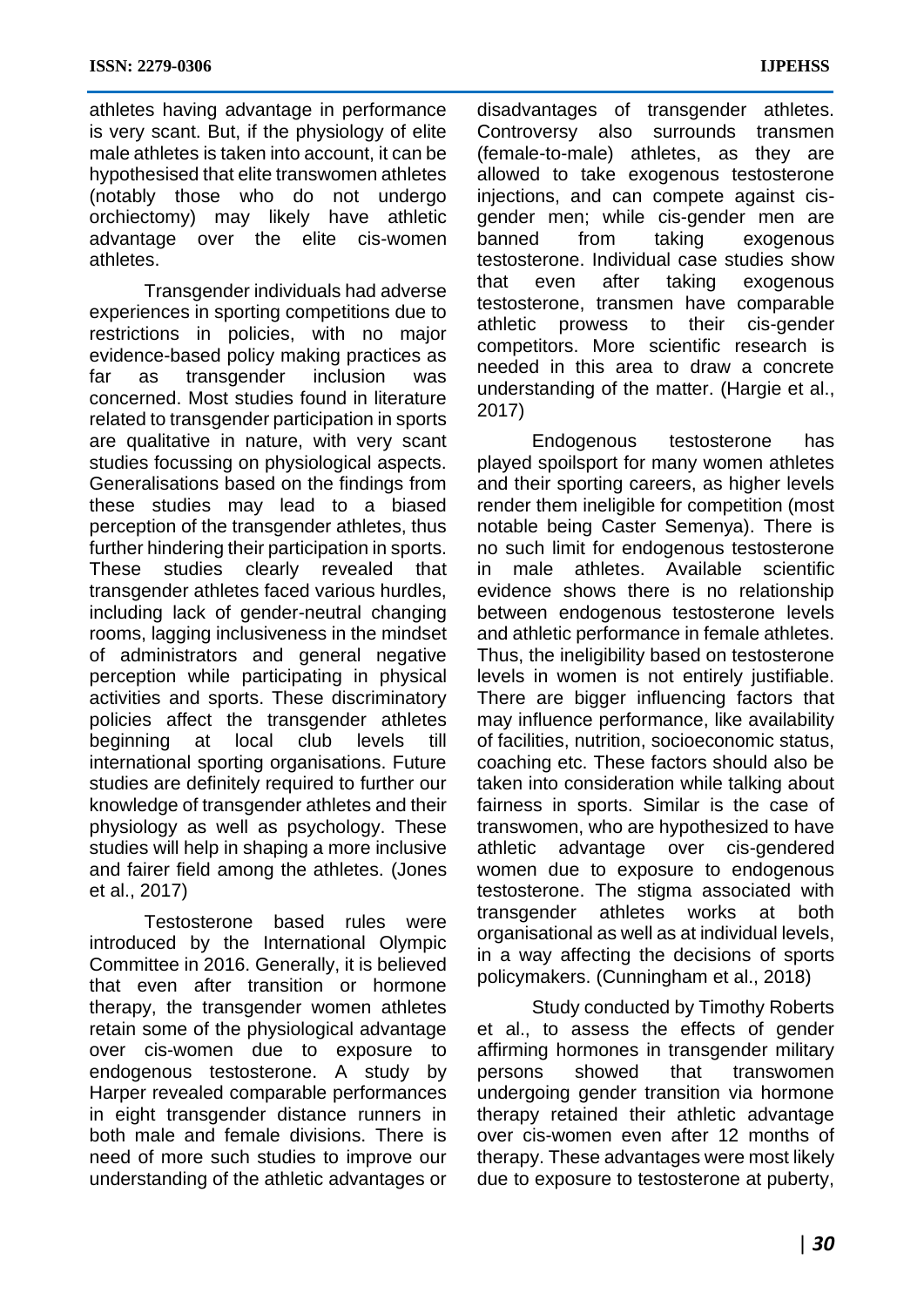athletes having advantage in performance is very scant. But, if the physiology of elite male athletes is taken into account, it can be hypothesised that elite transwomen athletes (notably those who do not undergo orchiectomy) may likely have athletic advantage over the elite cis-women athletes.

Transgender individuals had adverse experiences in sporting competitions due to restrictions in policies, with no major evidence-based policy making practices as far as transgender inclusion was concerned. Most studies found in literature related to transgender participation in sports are qualitative in nature, with very scant studies focussing on physiological aspects. Generalisations based on the findings from these studies may lead to a biased perception of the transgender athletes, thus further hindering their participation in sports. These studies clearly revealed that transgender athletes faced various hurdles, including lack of gender-neutral changing rooms, lagging inclusiveness in the mindset of administrators and general negative perception while participating in physical activities and sports. These discriminatory policies affect the transgender athletes beginning at local club levels till international sporting organisations. Future studies are definitely required to further our knowledge of transgender athletes and their physiology as well as psychology. These studies will help in shaping a more inclusive and fairer field among the athletes. (Jones et al., 2017)

Testosterone based rules were introduced by the International Olympic Committee in 2016. Generally, it is believed that even after transition or hormone therapy, the transgender women athletes retain some of the physiological advantage over cis-women due to exposure to endogenous testosterone. A study by Harper revealed comparable performances in eight transgender distance runners in both male and female divisions. There is need of more such studies to improve our understanding of the athletic advantages or disadvantages of transgender athletes. Controversy also surrounds transmen (female-to-male) athletes, as they are allowed to take exogenous testosterone injections, and can compete against cis-gender men; while cis-gender men are banned from taking exogenous testosterone. Individual case studies show that even after taking exogenous testosterone, transmen have comparable athletic prowess to their cis-gender competitors. More scientific research is needed in this area to draw a concrete understanding of the matter. (Hargie et al., 2017)

Endogenous testosterone has played spoilsport for many women athletes and their sporting careers, as higher levels render them ineligible for competition (most notable being Caster Semenya). There is no such limit for endogenous testosterone in male athletes. Available scientific evidence shows there is no relationship between endogenous testosterone levels and athletic performance in female athletes. Thus, the ineligibility based on testosterone levels in women is not entirely justifiable. There are bigger influencing factors that may influence performance, like availability of facilities, nutrition, socioeconomic status, coaching etc. These factors should also be taken into consideration while talking about fairness in sports. Similar is the case of transwomen, who are hypothesized to have athletic advantage over cis-gendered women due to exposure to endogenous testosterone. The stigma associated with transgender athletes works at both organisational as well as at individual levels, in a way affecting the decisions of sports policymakers. (Cunningham et al., 2018)

Study conducted by Timothy Roberts et al., to assess the effects of gender affirming hormones in transgender military persons showed that transwomen undergoing gender transition via hormone therapy retained their athletic advantage over cis-women even after 12 months of therapy. These advantages were most likely due to exposure to testosterone at puberty,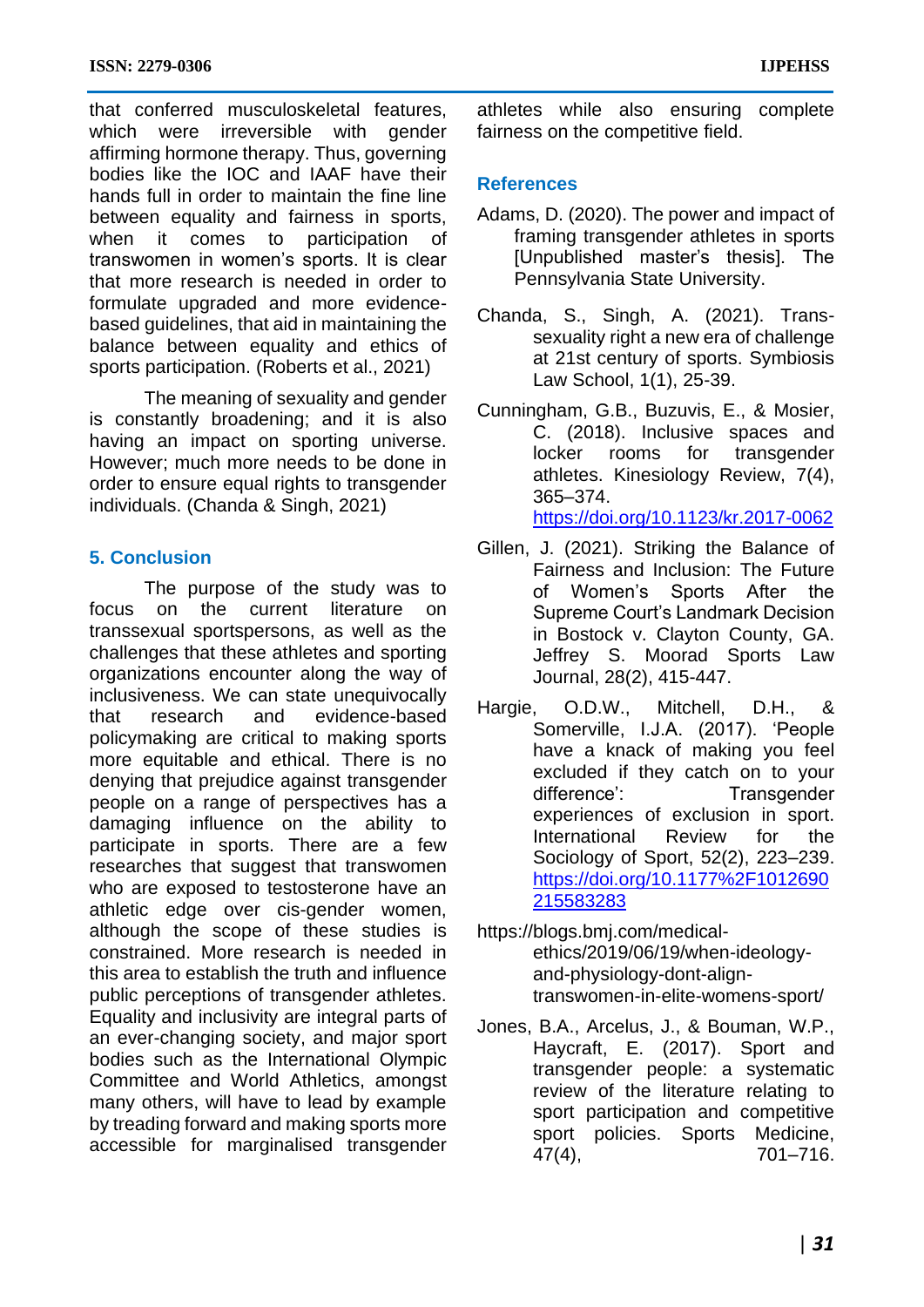that conferred musculoskeletal features, which were irreversible with gender affirming hormone therapy. Thus, governing bodies like the IOC and IAAF have their hands full in order to maintain the fine line between equality and fairness in sports, when it comes to participation of transwomen in women's sports. It is clear that more research is needed in order to formulate upgraded and more evidence-based guidelines, that aid in maintaining the balance between equality and ethics of sports participation. (Roberts et al., 2021)

The meaning of sexuality and gender is constantly broadening; and it is also having an impact on sporting universe. However; much more needs to be done in order to ensure equal rights to transgender individuals. (Chanda & Singh, 2021)

## 5. Conclusion

The purpose of the study was to focus on the current literature on transsexual sportspersons, as well as the challenges that these athletes and sporting organizations encounter along the way of inclusiveness. We can state unequivocally that research and evidence-based policymaking are critical to making sports more equitable and ethical. There is no denying that prejudice against transgender people on a range of perspectives has a damaging influence on the ability to participate in sports. There are a few researches that suggest that transwomen who are exposed to testosterone have an athletic edge over cis-gender women, although the scope of these studies is constrained. More research is needed in this area to establish the truth and influence public perceptions of transgender athletes. Equality and inclusivity are integral parts of an ever-changing society, and major sport bodies such as the International Olympic Committee and World Athletics, amongst many others, will have to lead by example by treading forward and making sports more accessible for marginalised transgender athletes while also ensuring complete fairness on the competitive field.

## References

Adams, D. (2020). The power and impact of framing transgender athletes in sports [Unpublished master's thesis]. The Pennsylvania State University.

Chanda, S., Singh, A. (2021). Trans-sexuality right a new era of challenge at 21st century of sports. Symbiosis Law School, 1(1), 25-39.

Cunningham, G.B., Buzuvis, E., & Mosier, C. (2018). Inclusive spaces and locker rooms for transgender athletes. Kinesiology Review, 7(4), 365–374. https://doi.org/10.1123/kr.2017-0062

Gillen, J. (2021). Striking the Balance of Fairness and Inclusion: The Future of Women's Sports After the Supreme Court's Landmark Decision in Bostock v. Clayton County, GA. Jeffrey S. Moorad Sports Law Journal, 28(2), 415-447.

Hargie, O.D.W., Mitchell, D.H., & Somerville, I.J.A. (2017). 'People have a knack of making you feel excluded if they catch on to your difference': Transgender experiences of exclusion in sport. International Review for the Sociology of Sport, 52(2), 223–239. https://doi.org/10.1177%2F1012690215583283

https://blogs.bmj.com/medical-ethics/2019/06/19/when-ideology-and-physiology-dont-align-transwomen-in-elite-womens-sport/

Jones, B.A., Arcelus, J., & Bouman, W.P., Haycraft, E. (2017). Sport and transgender people: a systematic review of the literature relating to sport participation and competitive sport policies. Sports Medicine, 47(4), 701–716.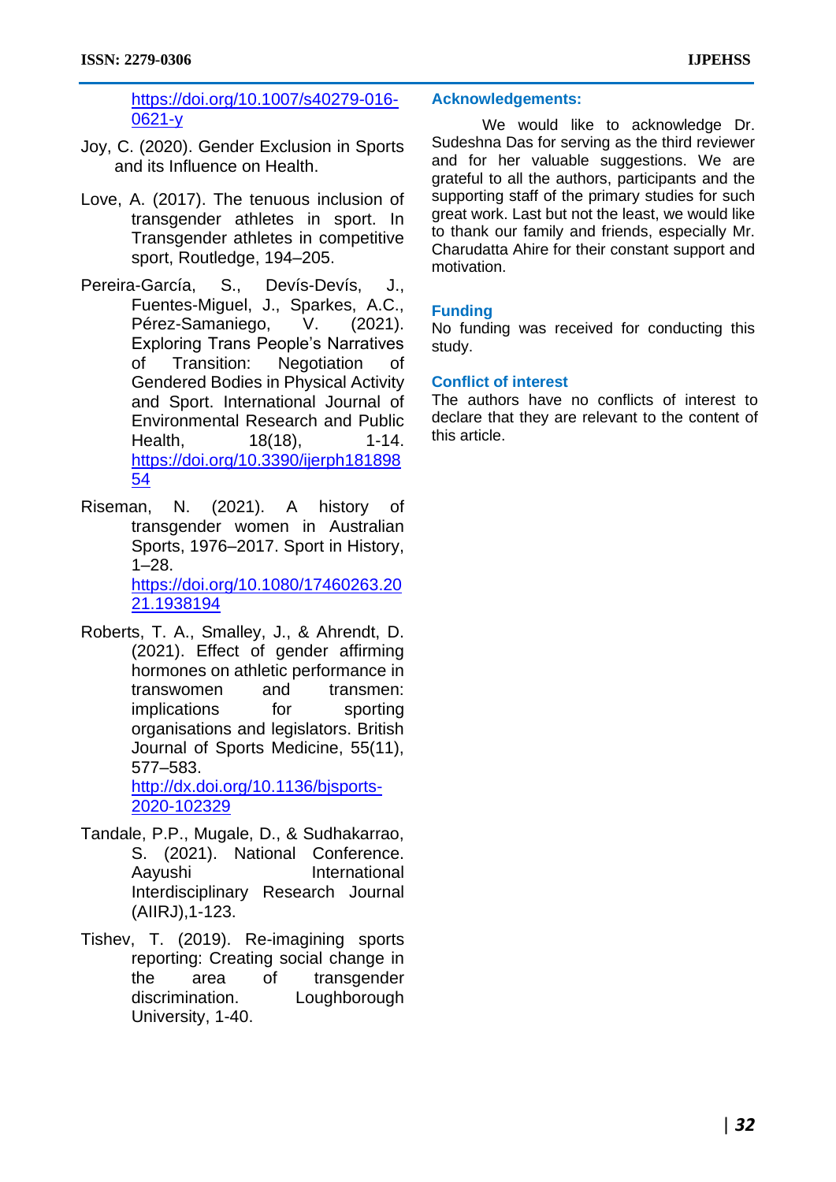https://doi.org/10.1007/s40279-016-0621-y

Joy, C. (2020). Gender Exclusion in Sports and its Influence on Health.

Love, A. (2017). The tenuous inclusion of transgender athletes in sport. In Transgender athletes in competitive sport, Routledge, 194–205.

Pereira-García, S., Devís-Devís, J., Fuentes-Miguel, J., Sparkes, A.C., Pérez-Samaniego, V. (2021). Exploring Trans People's Narratives of Transition: Negotiation of Gendered Bodies in Physical Activity and Sport. International Journal of Environmental Research and Public Health, 18(18), 1-14. https://doi.org/10.3390/ijerph18189854

Riseman, N. (2021). A history of transgender women in Australian Sports, 1976–2017. Sport in History, 1–28. https://doi.org/10.1080/17460263.2021.1938194

Roberts, T. A., Smalley, J., & Ahrendt, D. (2021). Effect of gender affirming hormones on athletic performance in transwomen and transmen: implications for sporting organisations and legislators. British Journal of Sports Medicine, 55(11), 577–583. http://dx.doi.org/10.1136/bjsports-2020-102329

Tandale, P.P., Mugale, D., & Sudhakarrao, S. (2021). National Conference. Aayushi International Interdisciplinary Research Journal (AIIRJ),1-123.

Tishev, T. (2019). Re-imagining sports reporting: Creating social change in the area of transgender discrimination. Loughborough University, 1-40.

## Acknowledgements:

We would like to acknowledge Dr. Sudeshna Das for serving as the third reviewer and for her valuable suggestions. We are grateful to all the authors, participants and the supporting staff of the primary studies for such great work. Last but not the least, we would like to thank our family and friends, especially Mr. Charudatta Ahire for their constant support and motivation.

## Funding

No funding was received for conducting this study.

## Conflict of interest

The authors have no conflicts of interest to declare that they are relevant to the content of this article.